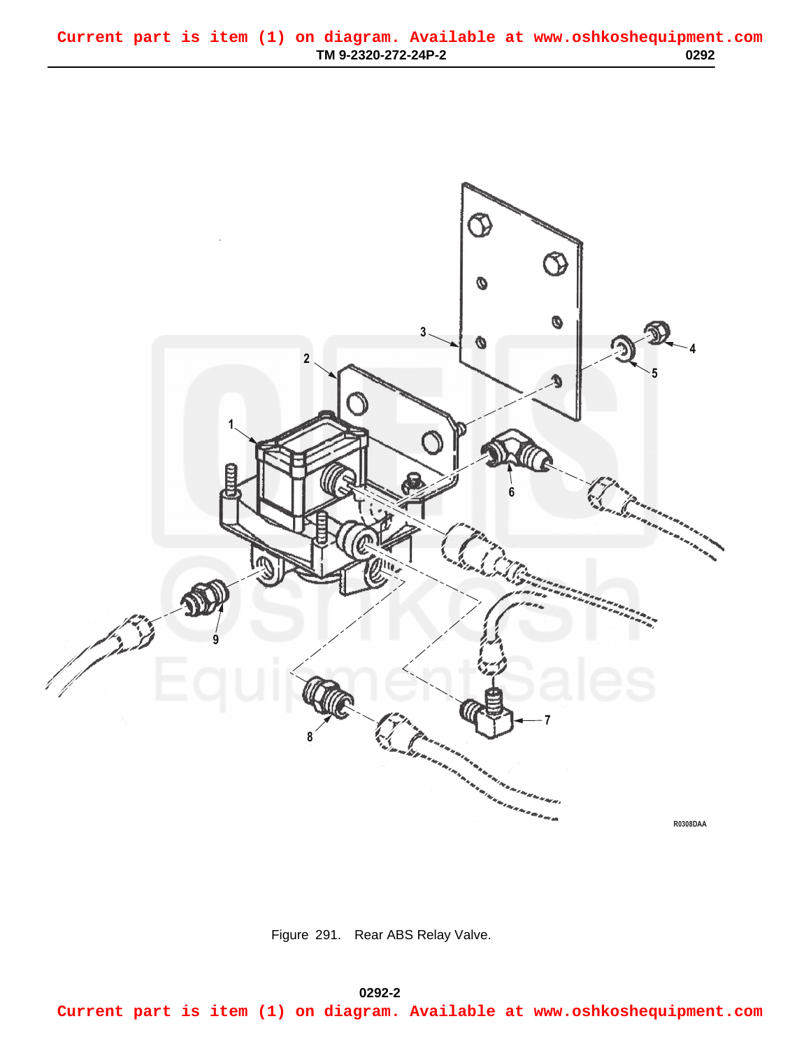Current part is item (1) on diagram. Available at www.oshkoshequipment.com

Figure 291. Rear ABS Relay Valve.

Current part is item (1) on diagram. Available at www.oshkoshequipment.com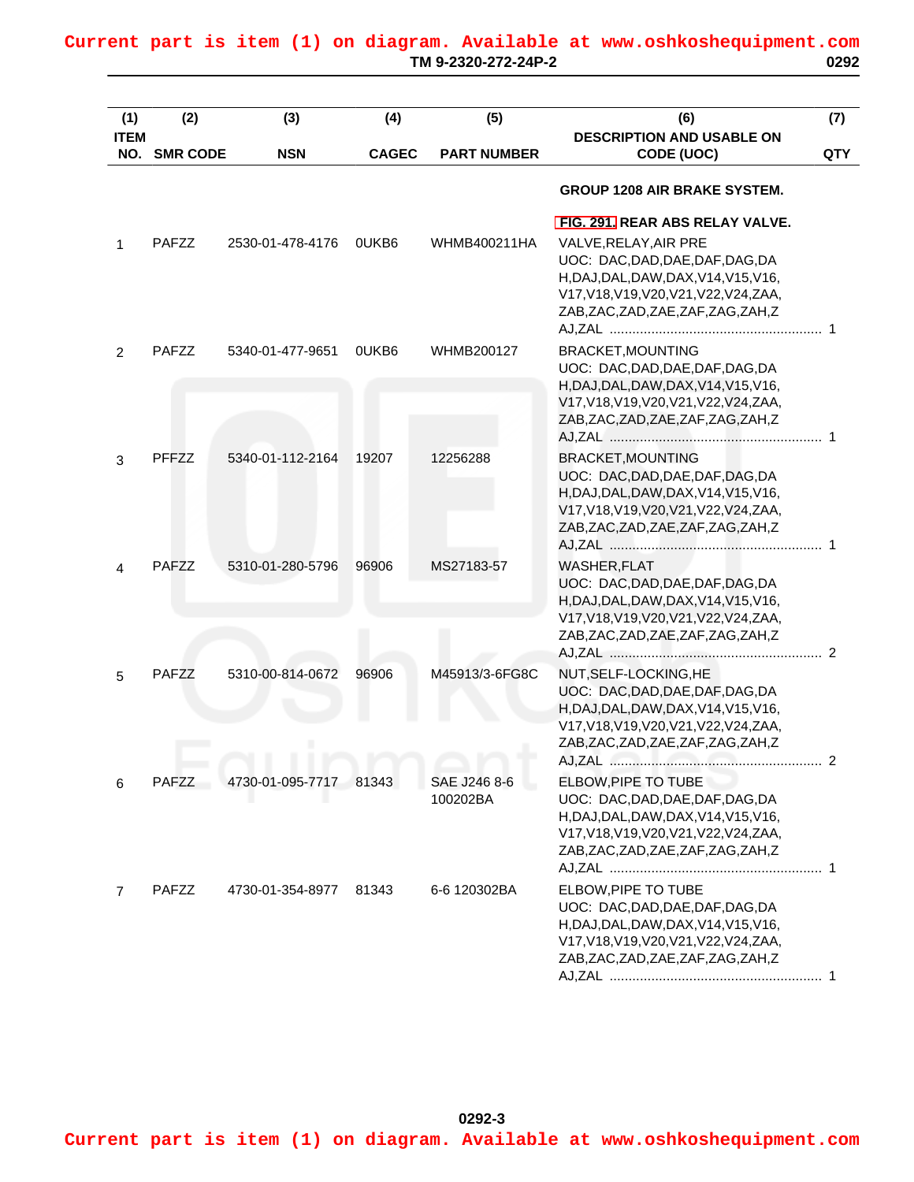| (1) ITEM NO. | (2) SMR CODE | (3) NSN | (4) CAGEC | (5) PART NUMBER | (6) DESCRIPTION AND USABLE ON CODE (UOC) | (7) QTY |
|---|---|---|---|---|---|---|
| | | | | | GROUP 1208 AIR BRAKE SYSTEM. | |
| | | | | | FIG. 291. REAR ABS RELAY VALVE. | |
| 1 | PAFZZ | 2530-01-478-4176 | 0UKB6 | WHMB400211HA | VALVE,RELAY,AIR PRE UOC: DAC,DAD,DAE,DAF,DAG,DAH,DAJ,DAL,DAW,DAX,V14,V15,V16,V17,V18,V19,V20,V21,V22,V24,ZAA,ZAB,ZAC,ZAD,ZAE,ZAF,ZAG,ZAH,ZAJ,ZAL | 1 |
| 2 | PAFZZ | 5340-01-477-9651 | 0UKB6 | WHMB200127 | BRACKET,MOUNTING UOC: DAC,DAD,DAE,DAF,DAG,DAH,DAJ,DAL,DAW,DAX,V14,V15,V16,V17,V18,V19,V20,V21,V22,V24,ZAA,ZAB,ZAC,ZAD,ZAE,ZAF,ZAG,ZAH,ZAJ,ZAL | 1 |
| 3 | PFFZZ | 5340-01-112-2164 | 19207 | 12256288 | BRACKET,MOUNTING UOC: DAC,DAD,DAE,DAF,DAG,DAH,DAJ,DAL,DAW,DAX,V14,V15,V16,V17,V18,V19,V20,V21,V22,V24,ZAA,ZAB,ZAC,ZAD,ZAE,ZAF,ZAG,ZAH,ZAJ,ZAL | 1 |
| 4 | PAFZZ | 5310-01-280-5796 | 96906 | MS27183-57 | WASHER,FLAT UOC: DAC,DAD,DAE,DAF,DAG,DAH,DAJ,DAL,DAW,DAX,V14,V15,V16,V17,V18,V19,V20,V21,V22,V24,ZAA,ZAB,ZAC,ZAD,ZAE,ZAF,ZAG,ZAH,ZAJ,ZAL | 2 |
| 5 | PAFZZ | 5310-00-814-0672 | 96906 | M45913/3-6FG8C | NUT,SELF-LOCKING,HE UOC: DAC,DAD,DAE,DAF,DAG,DAH,DAJ,DAL,DAW,DAX,V14,V15,V16,V17,V18,V19,V20,V21,V22,V24,ZAA,ZAB,ZAC,ZAD,ZAE,ZAF,ZAG,ZAH,ZAJ,ZAL | 2 |
| 6 | PAFZZ | 4730-01-095-7717 | 81343 | SAE J246 8-6 100202BA | ELBOW,PIPE TO TUBE UOC: DAC,DAD,DAE,DAF,DAG,DAH,DAJ,DAL,DAW,DAX,V14,V15,V16,V17,V18,V19,V20,V21,V22,V24,ZAA,ZAB,ZAC,ZAD,ZAE,ZAF,ZAG,ZAH,ZAJ,ZAL | 1 |
| 7 | PAFZZ | 4730-01-354-8977 | 81343 | 6-6 120302BA | ELBOW,PIPE TO TUBE UOC: DAC,DAD,DAE,DAF,DAG,DAH,DAJ,DAL,DAW,DAX,V14,V15,V16,V17,V18,V19,V20,V21,V22,V24,ZAA,ZAB,ZAC,ZAD,ZAE,ZAF,ZAG,ZAH,ZAJ,ZAL | 1 |